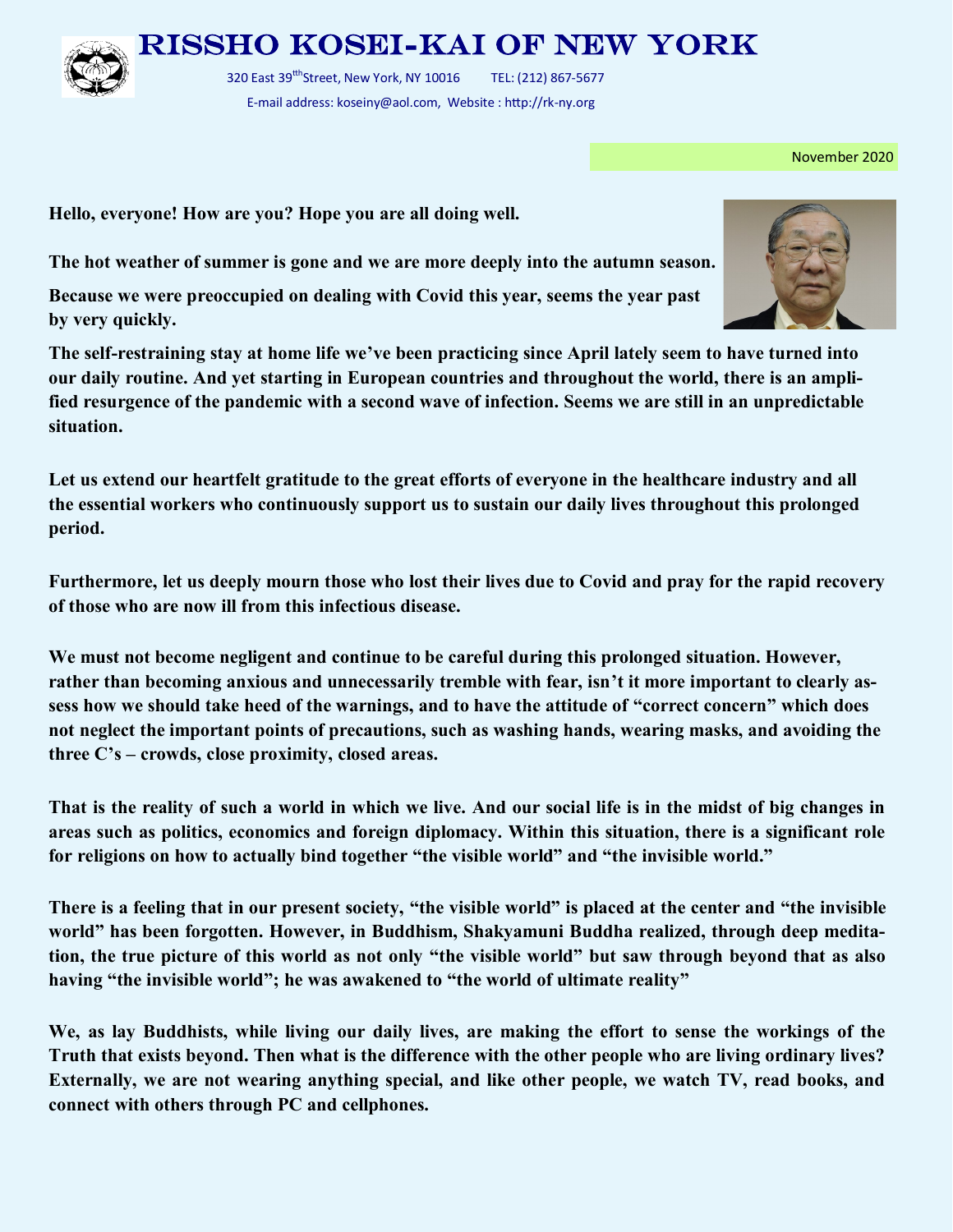# RISSHO KOSEI-KAI OF NEW YORK

320 East 39[tth]Street, New York, NY 10016 TEL: (212) 867-5677

E-mail address: koseiny@aol.com, Website : http://rk-ny.org

November 2020

**Hello, everyone! How are you? Hope you are all doing well.**

**The hot weather of summer is gone and we are more deeply into the autumn season.**

**Because we were preoccupied on dealing with Covid this year, seems the year past by very quickly.**

**The self-restraining stay at home life we've been practicing since April lately seem to have turned into our daily routine. And yet starting in European countries and throughout the world, there is an amplified resurgence of the pandemic with a second wave of infection. Seems we are still in an unpredictable situation.**

**Let us extend our heartfelt gratitude to the great efforts of everyone in the healthcare industry and all the essential workers who continuously support us to sustain our daily lives throughout this prolonged period.**

**Furthermore, let us deeply mourn those who lost their lives due to Covid and pray for the rapid recovery of those who are now ill from this infectious disease.**

**We must not become negligent and continue to be careful during this prolonged situation. However, rather than becoming anxious and unnecessarily tremble with fear, isn't it more important to clearly assess how we should take heed of the warnings, and to have the attitude of "correct concern" which does not neglect the important points of precautions, such as washing hands, wearing masks, and avoiding the three C's – crowds, close proximity, closed areas.**

**That is the reality of such a world in which we live. And our social life is in the midst of big changes in areas such as politics, economics and foreign diplomacy. Within this situation, there is a significant role for religions on how to actually bind together "the visible world" and "the invisible world."**

**There is a feeling that in our present society, "the visible world" is placed at the center and "the invisible world" has been forgotten. However, in Buddhism, Shakyamuni Buddha realized, through deep meditation, the true picture of this world as not only "the visible world" but saw through beyond that as also having "the invisible world"; he was awakened to "the world of ultimate reality"**

**We, as lay Buddhists, while living our daily lives, are making the effort to sense the workings of the Truth that exists beyond. Then what is the difference with the other people who are living ordinary lives? Externally, we are not wearing anything special, and like other people, we watch TV, read books, and connect with others through PC and cellphones.**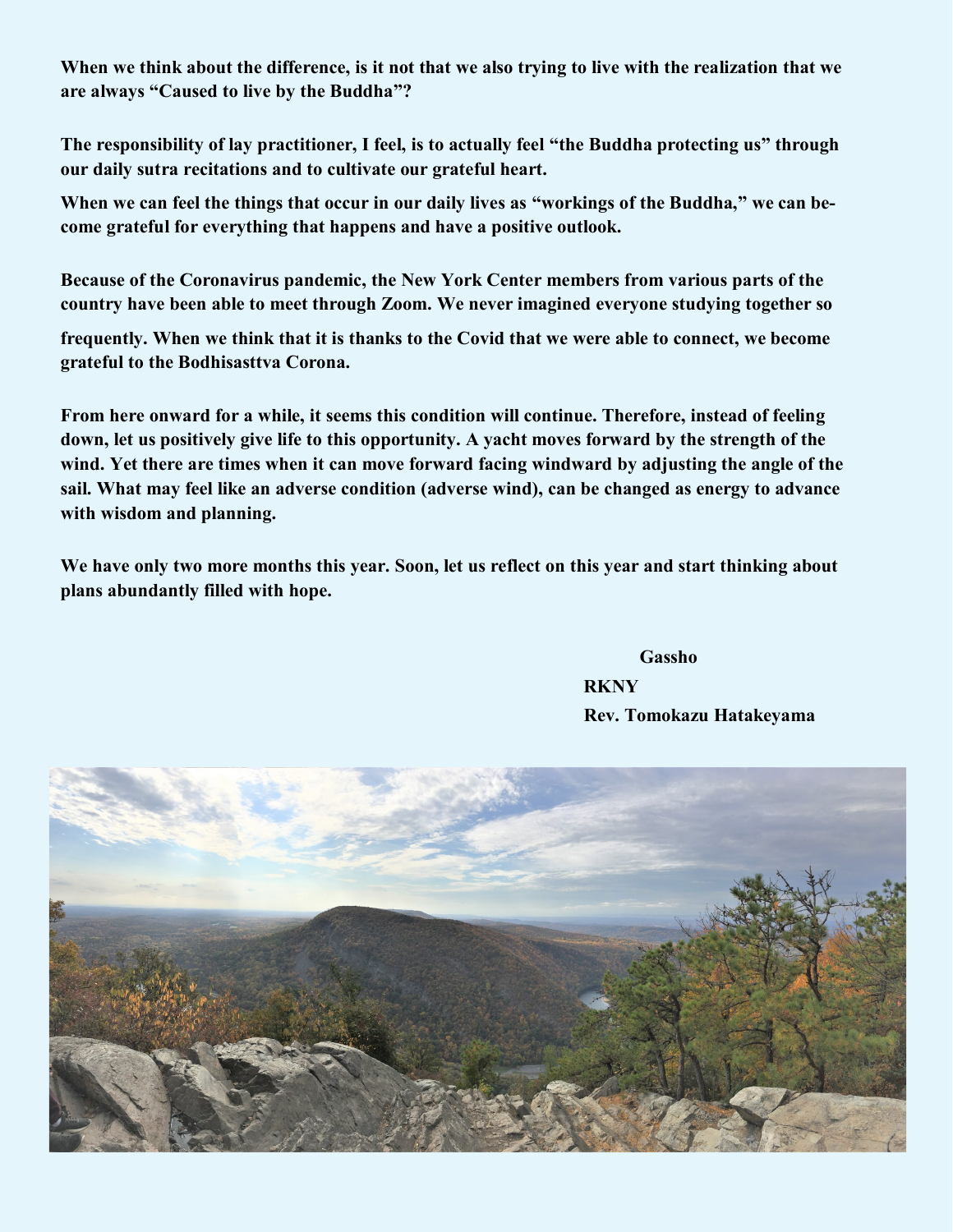**When we think about the difference, is it not that we also trying to live with the realization that we are always "Caused to live by the Buddha"?**

**The responsibility of lay practitioner, I feel, is to actually feel "the Buddha protecting us" through our daily sutra recitations and to cultivate our grateful heart.**

**When we can feel the things that occur in our daily lives as "workings of the Buddha," we can become grateful for everything that happens and have a positive outlook.**

**Because of the Coronavirus pandemic, the New York Center members from various parts of the country have been able to meet through Zoom. We never imagined everyone studying together so frequently. When we think that it is thanks to the Covid that we were able to connect, we become grateful to the Bodhisasttva Corona.**

**From here onward for a while, it seems this condition will continue. Therefore, instead of feeling down, let us positively give life to this opportunity. A yacht moves forward by the strength of the wind. Yet there are times when it can move forward facing windward by adjusting the angle of the sail. What may feel like an adverse condition (adverse wind), can be changed as energy to advance with wisdom and planning.**

**We have only two more months this year. Soon, let us reflect on this year and start thinking about plans abundantly filled with hope.**

**Gassho**

**RKNY**

**Rev. Tomokazu Hatakeyama**